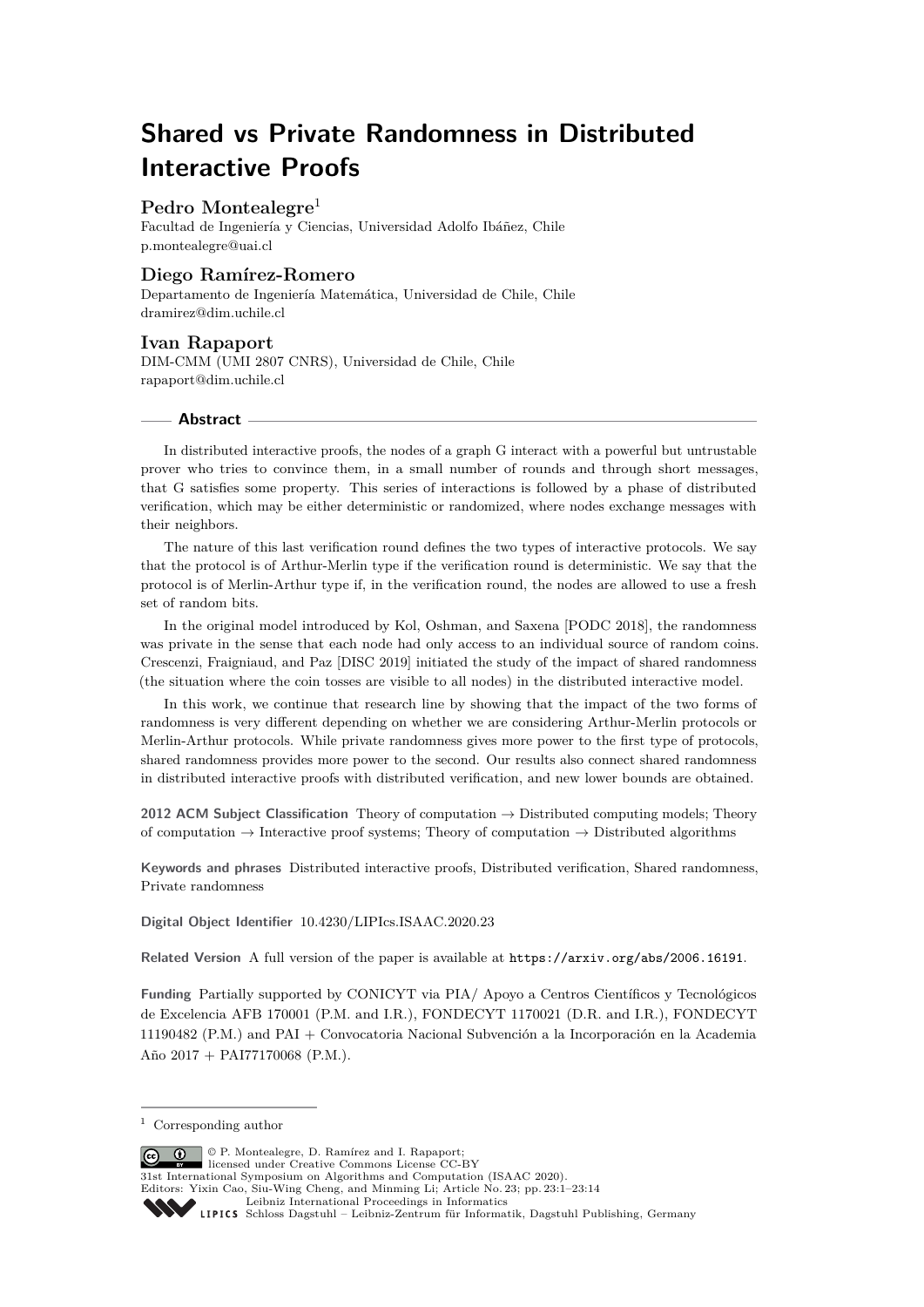# Shared vs Private Randomness in Distributed Interactive Proofs

## Pedro Montealegre[1]

Facultad de Ingeniería y Ciencias, Universidad Adolfo Ibáñez, Chile
p.montealegre@uai.cl

## Diego Ramírez-Romero

Departamento de Ingeniería Matemática, Universidad de Chile, Chile
dramirez@dim.uchile.cl

## Ivan Rapaport

DIM-CMM (UMI 2807 CNRS), Universidad de Chile, Chile
rapaport@dim.uchile.cl

### Abstract

In distributed interactive proofs, the nodes of a graph G interact with a powerful but untrustable prover who tries to convince them, in a small number of rounds and through short messages, that G satisfies some property. This series of interactions is followed by a phase of distributed verification, which may be either deterministic or randomized, where nodes exchange messages with their neighbors.

The nature of this last verification round defines the two types of interactive protocols. We say that the protocol is of Arthur-Merlin type if the verification round is deterministic. We say that the protocol is of Merlin-Arthur type if, in the verification round, the nodes are allowed to use a fresh set of random bits.

In the original model introduced by Kol, Oshman, and Saxena [PODC 2018], the randomness was private in the sense that each node had only access to an individual source of random coins. Crescenzi, Fraigniaud, and Paz [DISC 2019] initiated the study of the impact of shared randomness (the situation where the coin tosses are visible to all nodes) in the distributed interactive model.

In this work, we continue that research line by showing that the impact of the two forms of randomness is very different depending on whether we are considering Arthur-Merlin protocols or Merlin-Arthur protocols. While private randomness gives more power to the first type of protocols, shared randomness provides more power to the second. Our results also connect shared randomness in distributed interactive proofs with distributed verification, and new lower bounds are obtained.

**2012 ACM Subject Classification** Theory of computation → Distributed computing models; Theory of computation → Interactive proof systems; Theory of computation → Distributed algorithms

**Keywords and phrases** Distributed interactive proofs, Distributed verification, Shared randomness, Private randomness

**Digital Object Identifier** 10.4230/LIPIcs.ISAAC.2020.23

**Related Version** A full version of the paper is available at https://arxiv.org/abs/2006.16191.

**Funding** Partially supported by CONICYT via PIA/ Apoyo a Centros Científicos y Tecnológicos de Excelencia AFB 170001 (P.M. and I.R.), FONDECYT 1170021 (D.R. and I.R.), FONDECYT 11190482 (P.M.) and PAI + Convocatoria Nacional Subvención a la Incorporación en la Academia Año 2017 + PAI77170068 (P.M.).

[1] Corresponding author

© P. Montealegre, D. Ramírez and I. Rapaport; licensed under Creative Commons License CC-BY
31st International Symposium on Algorithms and Computation (ISAAC 2020).
Editors: Yixin Cao, Siu-Wing Cheng, and Minming Li; Article No. 23; pp. 23:1–23:14
Leibniz International Proceedings in Informatics
Schloss Dagstuhl – Leibniz-Zentrum für Informatik, Dagstuhl Publishing, Germany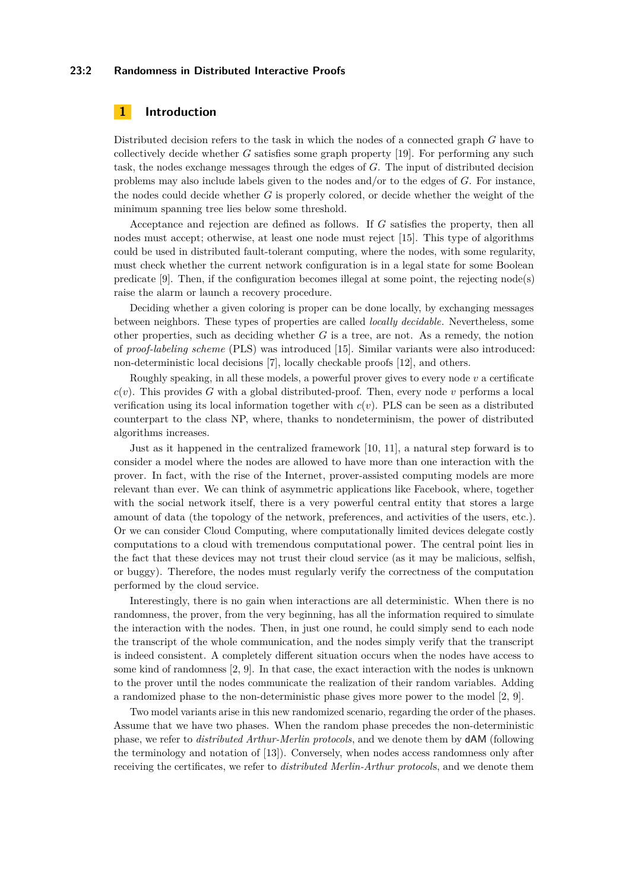## 1 Introduction

Distributed decision refers to the task in which the nodes of a connected graph $G$ have to collectively decide whether $G$ satisfies some graph property [19]. For performing any such task, the nodes exchange messages through the edges of $G$. The input of distributed decision problems may also include labels given to the nodes and/or to the edges of $G$. For instance, the nodes could decide whether $G$ is properly colored, or decide whether the weight of the minimum spanning tree lies below some threshold.

Acceptance and rejection are defined as follows. If $G$ satisfies the property, then all nodes must accept; otherwise, at least one node must reject [15]. This type of algorithms could be used in distributed fault-tolerant computing, where the nodes, with some regularity, must check whether the current network configuration is in a legal state for some Boolean predicate [9]. Then, if the configuration becomes illegal at some point, the rejecting node(s) raise the alarm or launch a recovery procedure.

Deciding whether a given coloring is proper can be done locally, by exchanging messages between neighbors. These types of properties are called *locally decidable*. Nevertheless, some other properties, such as deciding whether $G$ is a tree, are not. As a remedy, the notion of *proof-labeling scheme* (PLS) was introduced [15]. Similar variants were also introduced: non-deterministic local decisions [7], locally checkable proofs [12], and others.

Roughly speaking, in all these models, a powerful prover gives to every node $v$ a certificate $c(v)$. This provides $G$ with a global distributed-proof. Then, every node $v$ performs a local verification using its local information together with $c(v)$. PLS can be seen as a distributed counterpart to the class NP, where, thanks to nondeterminism, the power of distributed algorithms increases.

Just as it happened in the centralized framework [10, 11], a natural step forward is to consider a model where the nodes are allowed to have more than one interaction with the prover. In fact, with the rise of the Internet, prover-assisted computing models are more relevant than ever. We can think of asymmetric applications like Facebook, where, together with the social network itself, there is a very powerful central entity that stores a large amount of data (the topology of the network, preferences, and activities of the users, etc.). Or we can consider Cloud Computing, where computationally limited devices delegate costly computations to a cloud with tremendous computational power. The central point lies in the fact that these devices may not trust their cloud service (as it may be malicious, selfish, or buggy). Therefore, the nodes must regularly verify the correctness of the computation performed by the cloud service.

Interestingly, there is no gain when interactions are all deterministic. When there is no randomness, the prover, from the very beginning, has all the information required to simulate the interaction with the nodes. Then, in just one round, he could simply send to each node the transcript of the whole communication, and the nodes simply verify that the transcript is indeed consistent. A completely different situation occurs when the nodes have access to some kind of randomness [2, 9]. In that case, the exact interaction with the nodes is unknown to the prover until the nodes communicate the realization of their random variables. Adding a randomized phase to the non-deterministic phase gives more power to the model [2, 9].

Two model variants arise in this new randomized scenario, regarding the order of the phases. Assume that we have two phases. When the random phase precedes the non-deterministic phase, we refer to *distributed Arthur-Merlin protocols*, and we denote them by dAM (following the terminology and notation of [13]). Conversely, when nodes access randomness only after receiving the certificates, we refer to *distributed Merlin-Arthur protocols*, and we denote them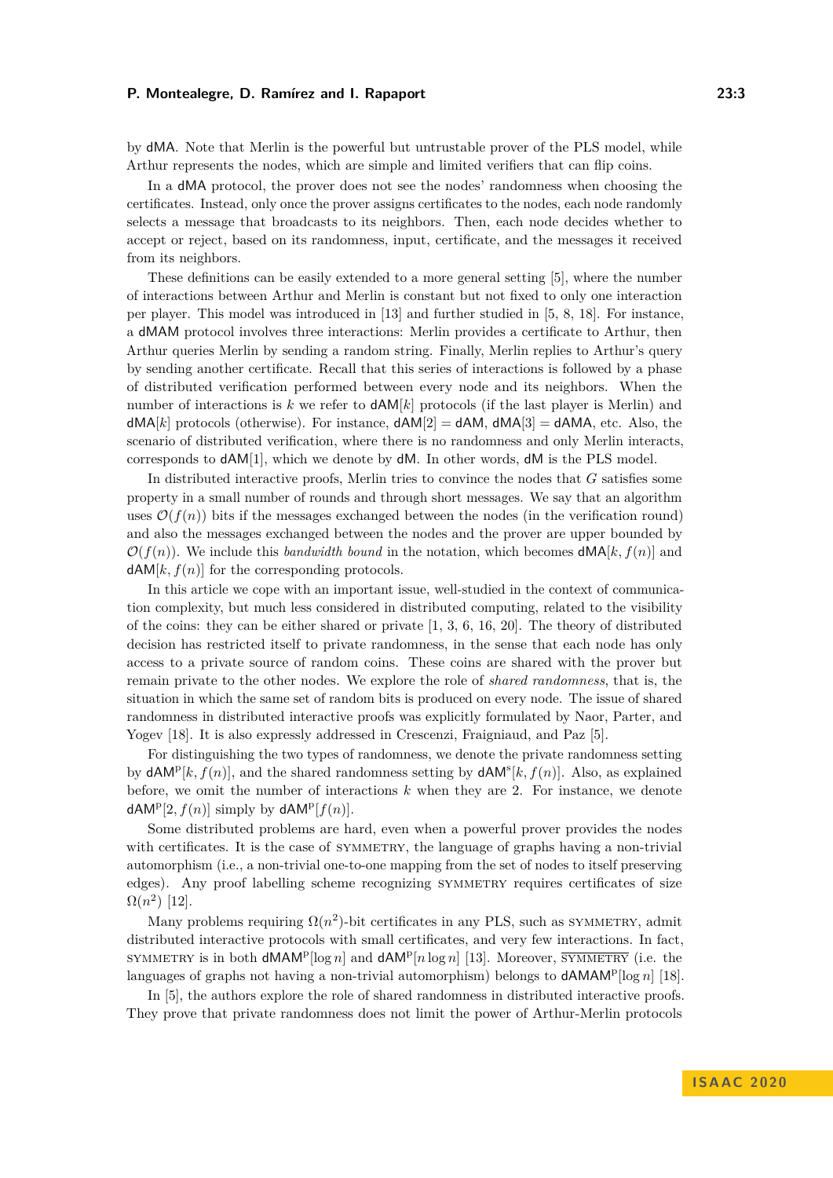by dMA. Note that Merlin is the powerful but untrustable prover of the PLS model, while Arthur represents the nodes, which are simple and limited verifiers that can flip coins.

In a dMA protocol, the prover does not see the nodes' randomness when choosing the certificates. Instead, only once the prover assigns certificates to the nodes, each node randomly selects a message that broadcasts to its neighbors. Then, each node decides whether to accept or reject, based on its randomness, input, certificate, and the messages it received from its neighbors.

These definitions can be easily extended to a more general setting [5], where the number of interactions between Arthur and Merlin is constant but not fixed to only one interaction per player. This model was introduced in [13] and further studied in [5, 8, 18]. For instance, a dMAM protocol involves three interactions: Merlin provides a certificate to Arthur, then Arthur queries Merlin by sending a random string. Finally, Merlin replies to Arthur's query by sending another certificate. Recall that this series of interactions is followed by a phase of distributed verification performed between every node and its neighbors. When the number of interactions is $k$ we refer to $\mathsf{dAM}[k]$ protocols (if the last player is Merlin) and $\mathsf{dMA}[k]$ protocols (otherwise). For instance, $\mathsf{dAM}[2] = \mathsf{dAM}$, $\mathsf{dMA}[3] = \mathsf{dAMA}$, etc. Also, the scenario of distributed verification, where there is no randomness and only Merlin interacts, corresponds to $\mathsf{dAM}[1]$, which we denote by dM. In other words, dM is the PLS model.

In distributed interactive proofs, Merlin tries to convince the nodes that $G$ satisfies some property in a small number of rounds and through short messages. We say that an algorithm uses $\mathcal{O}(f(n))$ bits if the messages exchanged between the nodes (in the verification round) and also the messages exchanged between the nodes and the prover are upper bounded by $\mathcal{O}(f(n))$. We include this *bandwidth bound* in the notation, which becomes $\mathsf{dMA}[k, f(n)]$ and $\mathsf{dAM}[k, f(n)]$ for the corresponding protocols.

In this article we cope with an important issue, well-studied in the context of communication complexity, but much less considered in distributed computing, related to the visibility of the coins: they can be either shared or private [1, 3, 6, 16, 20]. The theory of distributed decision has restricted itself to private randomness, in the sense that each node has only access to a private source of random coins. These coins are shared with the prover but remain private to the other nodes. We explore the role of *shared randomness*, that is, the situation in which the same set of random bits is produced on every node. The issue of shared randomness in distributed interactive proofs was explicitly formulated by Naor, Parter, and Yogev [18]. It is also expressly addressed in Crescenzi, Fraigniaud, and Paz [5].

For distinguishing the two types of randomness, we denote the private randomness setting by $\mathsf{dAM}^{\mathrm{p}}[k, f(n)]$, and the shared randomness setting by $\mathsf{dAM}^{\mathrm{s}}[k, f(n)]$. Also, as explained before, we omit the number of interactions $k$ when they are 2. For instance, we denote $\mathsf{dAM}^{\mathrm{p}}[2, f(n)]$ simply by $\mathsf{dAM}^{\mathrm{p}}[f(n)]$.

Some distributed problems are hard, even when a powerful prover provides the nodes with certificates. It is the case of SYMMETRY, the language of graphs having a non-trivial automorphism (i.e., a non-trivial one-to-one mapping from the set of nodes to itself preserving edges). Any proof labelling scheme recognizing SYMMETRY requires certificates of size $\Omega(n^2)$ [12].

Many problems requiring $\Omega(n^2)$-bit certificates in any PLS, such as SYMMETRY, admit distributed interactive protocols with small certificates, and very few interactions. In fact, SYMMETRY is in both $\mathsf{dMAM}^{\mathrm{p}}[\log n]$ and $\mathsf{dAM}^{\mathrm{p}}[n \log n]$ [13]. Moreover, $\overline{\text{SYMMETRY}}$ (i.e. the languages of graphs not having a non-trivial automorphism) belongs to $\mathsf{dAMAM}^{\mathrm{p}}[\log n]$ [18].

In [5], the authors explore the role of shared randomness in distributed interactive proofs. They prove that private randomness does not limit the power of Arthur-Merlin protocols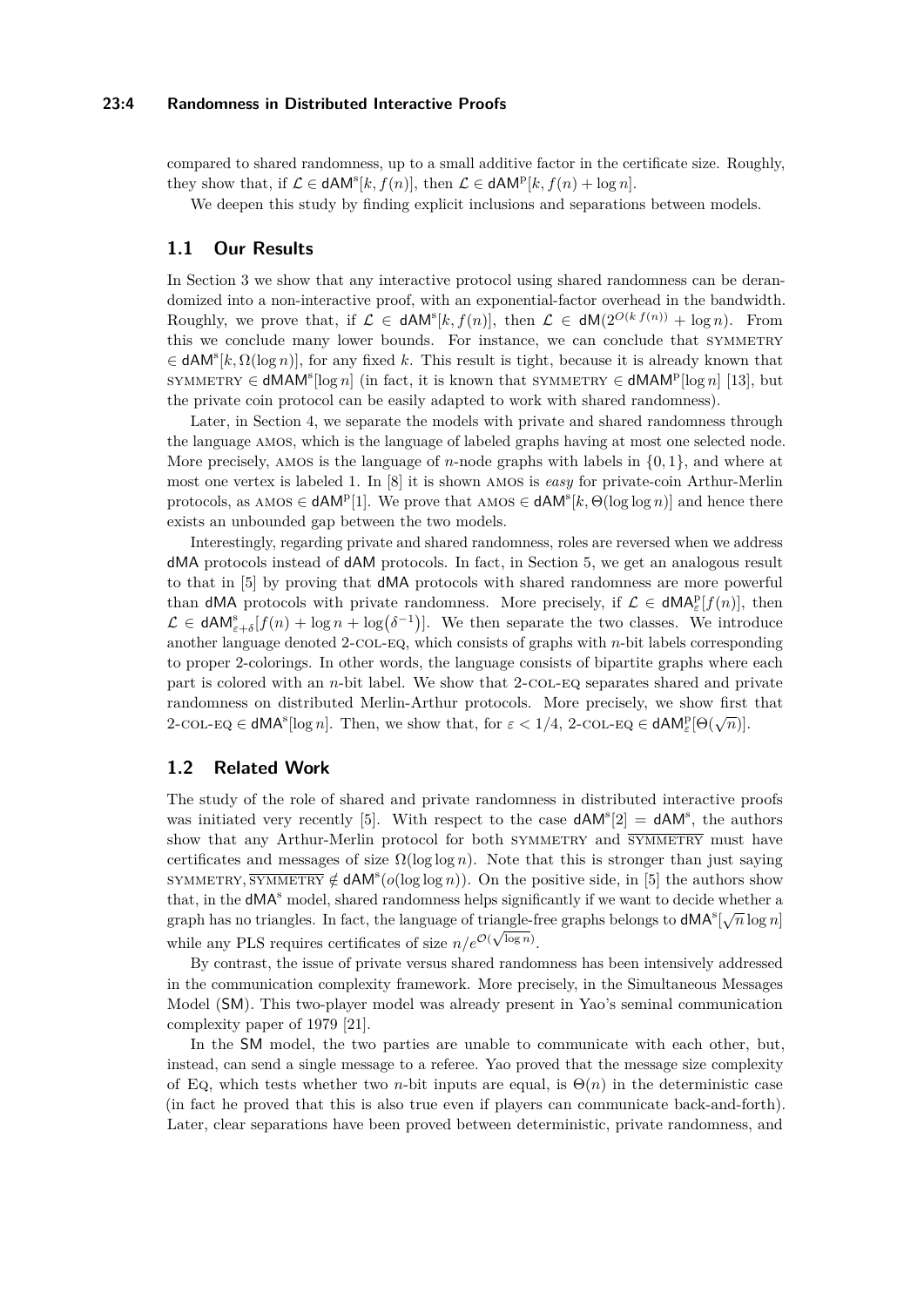compared to shared randomness, up to a small additive factor in the certificate size. Roughly, they show that, if $\mathcal{L} \in \mathsf{dAM}^{\mathrm{s}}[k, f(n)]$, then $\mathcal{L} \in \mathsf{dAM}^{\mathrm{p}}[k, f(n) + \log n]$.

We deepen this study by finding explicit inclusions and separations between models.

## 1.1 Our Results

In Section 3 we show that any interactive protocol using shared randomness can be derandomized into a non-interactive proof, with an exponential-factor overhead in the bandwidth. Roughly, we prove that, if $\mathcal{L} \in \mathsf{dAM}^{\mathrm{s}}[k, f(n)]$, then $\mathcal{L} \in \mathsf{dM}(2^{O(k\, f(n))} + \log n)$. From this we conclude many lower bounds. For instance, we can conclude that SYMMETRY $\in \mathsf{dAM}^{\mathrm{s}}[k, \Omega(\log n)]$, for any fixed $k$. This result is tight, because it is already known that SYMMETRY $\in \mathsf{dMAM}^{\mathrm{s}}[\log n]$ (in fact, it is known that SYMMETRY $\in \mathsf{dMAM}^{\mathrm{p}}[\log n]$ [13], but the private coin protocol can be easily adapted to work with shared randomness).

Later, in Section 4, we separate the models with private and shared randomness through the language AMOS, which is the language of labeled graphs having at most one selected node. More precisely, AMOS is the language of $n$-node graphs with labels in $\{0, 1\}$, and where at most one vertex is labeled 1. In [8] it is shown AMOS is *easy* for private-coin Arthur-Merlin protocols, as AMOS $\in \mathsf{dAM}^{\mathrm{p}}[1]$. We prove that AMOS $\in \mathsf{dAM}^{\mathrm{s}}[k, \Theta(\log\log n)]$ and hence there exists an unbounded gap between the two models.

Interestingly, regarding private and shared randomness, roles are reversed when we address dMA protocols instead of dAM protocols. In fact, in Section 5, we get an analogous result to that in [5] by proving that dMA protocols with shared randomness are more powerful than dMA protocols with private randomness. More precisely, if $\mathcal{L} \in \mathsf{dMA}^{\mathrm{p}}_{\varepsilon}[f(n)]$, then $\mathcal{L} \in \mathsf{dAM}^{\mathrm{s}}_{\varepsilon+\delta}[f(n) + \log n + \log(\delta^{-1})]$. We then separate the two classes. We introduce another language denoted 2-COL-EQ, which consists of graphs with $n$-bit labels corresponding to proper 2-colorings. In other words, the language consists of bipartite graphs where each part is colored with an $n$-bit label. We show that 2-COL-EQ separates shared and private randomness on distributed Merlin-Arthur protocols. More precisely, we show first that 2-COL-EQ $\in \mathsf{dMA}^{\mathrm{s}}[\log n]$. Then, we show that, for $\varepsilon < 1/4$, 2-COL-EQ $\in \mathsf{dAM}^{\mathrm{p}}_{\varepsilon}[\Theta(\sqrt{n})]$.

## 1.2 Related Work

The study of the role of shared and private randomness in distributed interactive proofs was initiated very recently [5]. With respect to the case $\mathsf{dAM}^{\mathrm{s}}[2] = \mathsf{dAM}^{\mathrm{s}}$, the authors show that any Arthur-Merlin protocol for both SYMMETRY and $\overline{\text{SYMMETRY}}$ must have certificates and messages of size $\Omega(\log\log n)$. Note that this is stronger than just saying SYMMETRY, $\overline{\text{SYMMETRY}} \notin \mathsf{dAM}^{\mathrm{s}}(o(\log\log n))$. On the positive side, in [5] the authors show that, in the $\mathsf{dMA}^{\mathrm{s}}$ model, shared randomness helps significantly if we want to decide whether a graph has no triangles. In fact, the language of triangle-free graphs belongs to $\mathsf{dMA}^{\mathrm{s}}[\sqrt{n}\log n]$ while any PLS requires certificates of size $n/e^{\mathcal{O}(\sqrt{\log n})}$.

By contrast, the issue of private versus shared randomness has been intensively addressed in the communication complexity framework. More precisely, in the Simultaneous Messages Model (SM). This two-player model was already present in Yao's seminal communication complexity paper of 1979 [21].

In the SM model, the two parties are unable to communicate with each other, but, instead, can send a single message to a referee. Yao proved that the message size complexity of EQ, which tests whether two $n$-bit inputs are equal, is $\Theta(n)$ in the deterministic case (in fact he proved that this is also true even if players can communicate back-and-forth). Later, clear separations have been proved between deterministic, private randomness, and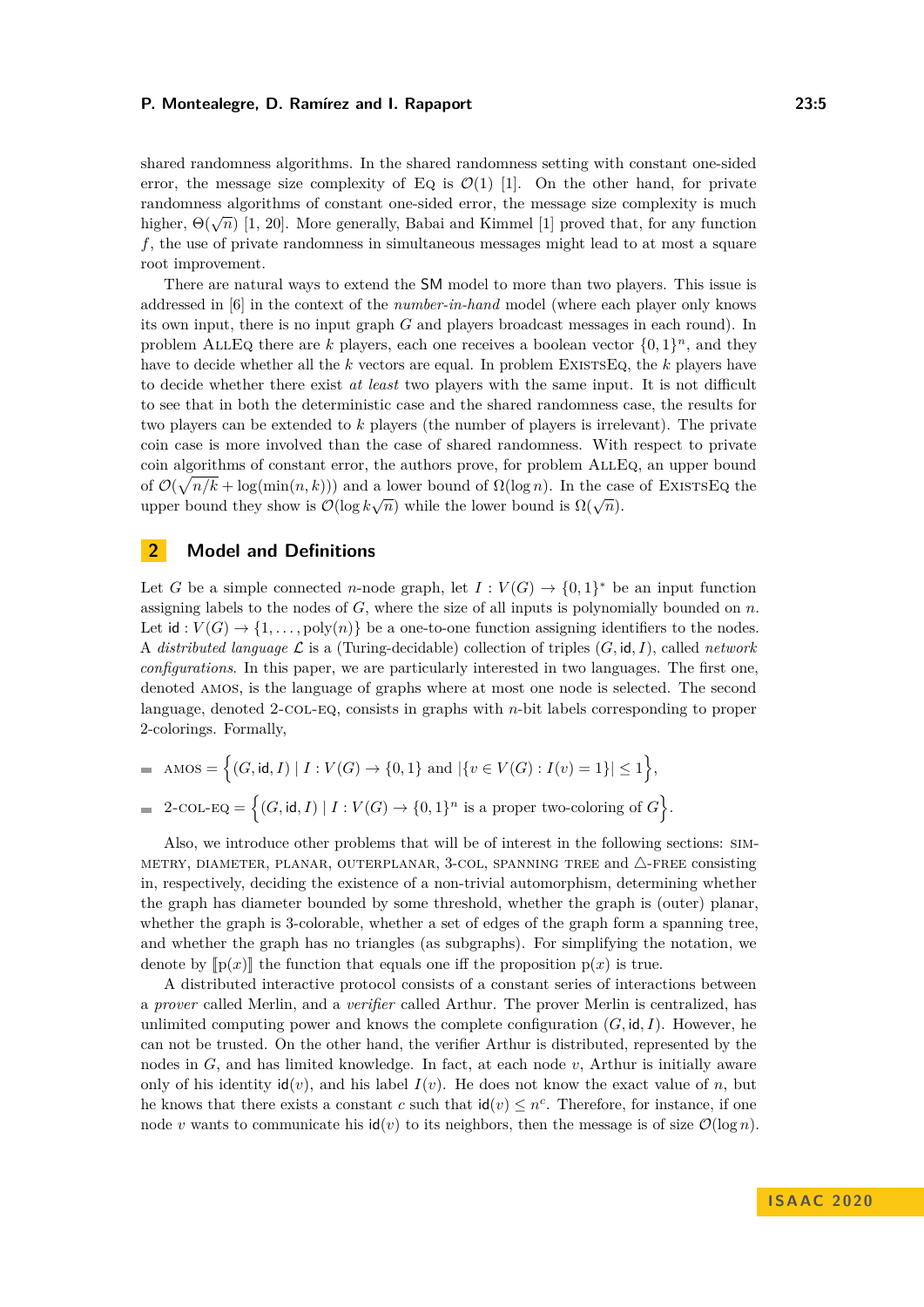shared randomness algorithms. In the shared randomness setting with constant one-sided error, the message size complexity of Eq is $\mathcal{O}(1)$ [1]. On the other hand, for private randomness algorithms of constant one-sided error, the message size complexity is much higher, $\Theta(\sqrt{n})$ [1, 20]. More generally, Babai and Kimmel [1] proved that, for any function $f$, the use of private randomness in simultaneous messages might lead to at most a square root improvement.

There are natural ways to extend the SM model to more than two players. This issue is addressed in [6] in the context of the *number-in-hand* model (where each player only knows its own input, there is no input graph $G$ and players broadcast messages in each round). In problem AllEq there are $k$ players, each one receives a boolean vector $\{0,1\}^n$, and they have to decide whether all the $k$ vectors are equal. In problem ExistsEq, the $k$ players have to decide whether there exist *at least* two players with the same input. It is not difficult to see that in both the deterministic case and the shared randomness case, the results for two players can be extended to $k$ players (the number of players is irrelevant). The private coin case is more involved than the case of shared randomness. With respect to private coin algorithms of constant error, the authors prove, for problem AllEq, an upper bound of $\mathcal{O}(\sqrt{n/k} + \log(\min(n,k)))$ and a lower bound of $\Omega(\log n)$. In the case of ExistsEq the upper bound they show is $\mathcal{O}(\log k\sqrt{n})$ while the lower bound is $\Omega(\sqrt{n})$.

## 2 Model and Definitions

Let $G$ be a simple connected $n$-node graph, let $I : V(G) \to \{0,1\}^*$ be an input function assigning labels to the nodes of $G$, where the size of all inputs is polynomially bounded on $n$. Let $\mathsf{id} : V(G) \to \{1,\dots,\mathrm{poly}(n)\}$ be a one-to-one function assigning identifiers to the nodes. A *distributed language* $\mathcal{L}$ is a (Turing-decidable) collection of triples $(G, \mathsf{id}, I)$, called *network configurations*. In this paper, we are particularly interested in two languages. The first one, denoted amos, is the language of graphs where at most one node is selected. The second language, denoted 2-col-eq, consists in graphs with $n$-bit labels corresponding to proper 2-colorings. Formally,

- amos $= \Big\{(G, \mathsf{id}, I) \mid I : V(G) \to \{0,1\} \text{ and } |\{v \in V(G) : I(v) = 1\}| \leq 1\Big\}$,
- 2-col-eq $= \Big\{(G, \mathsf{id}, I) \mid I : V(G) \to \{0,1\}^n \text{ is a proper two-coloring of } G\Big\}$.

Also, we introduce other problems that will be of interest in the following sections: symmetry, diameter, planar, outerplanar, 3-col, spanning tree and $\triangle$-free consisting in, respectively, deciding the existence of a non-trivial automorphism, determining whether the graph has diameter bounded by some threshold, whether the graph is (outer) planar, whether the graph is 3-colorable, whether a set of edges of the graph form a spanning tree, and whether the graph has no triangles (as subgraphs). For simplifying the notation, we denote by $[\![\mathrm{p}(x)]\!]$ the function that equals one iff the proposition $\mathrm{p}(x)$ is true.

A distributed interactive protocol consists of a constant series of interactions between a *prover* called Merlin, and a *verifier* called Arthur. The prover Merlin is centralized, has unlimited computing power and knows the complete configuration $(G, \mathsf{id}, I)$. However, he can not be trusted. On the other hand, the verifier Arthur is distributed, represented by the nodes in $G$, and has limited knowledge. In fact, at each node $v$, Arthur is initially aware only of his identity $\mathsf{id}(v)$, and his label $I(v)$. He does not know the exact value of $n$, but he knows that there exists a constant $c$ such that $\mathsf{id}(v) \leq n^c$. Therefore, for instance, if one node $v$ wants to communicate his $\mathsf{id}(v)$ to its neighbors, then the message is of size $\mathcal{O}(\log n)$.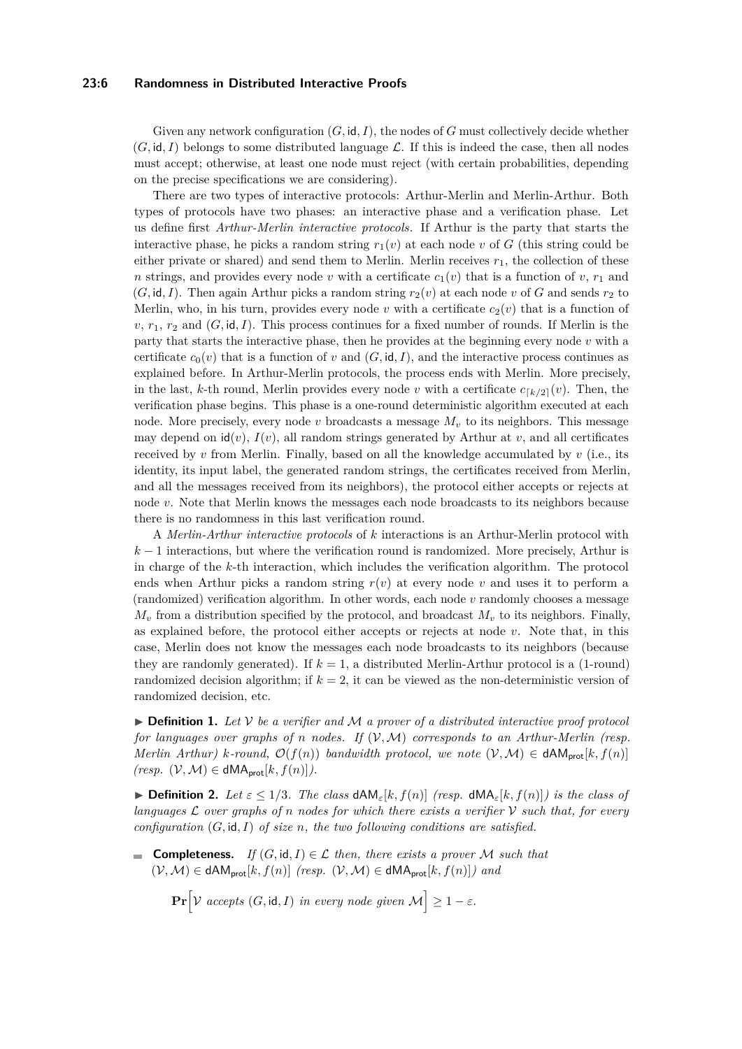Given any network configuration $(G, \mathsf{id}, I)$, the nodes of $G$ must collectively decide whether $(G, \mathsf{id}, I)$ belongs to some distributed language $\mathcal{L}$. If this is indeed the case, then all nodes must accept; otherwise, at least one node must reject (with certain probabilities, depending on the precise specifications we are considering).

There are two types of interactive protocols: Arthur-Merlin and Merlin-Arthur. Both types of protocols have two phases: an interactive phase and a verification phase. Let us define first *Arthur-Merlin interactive protocols*. If Arthur is the party that starts the interactive phase, he picks a random string $r_1(v)$ at each node $v$ of $G$ (this string could be either private or shared) and send them to Merlin. Merlin receives $r_1$, the collection of these $n$ strings, and provides every node $v$ with a certificate $c_1(v)$ that is a function of $v$, $r_1$ and $(G, \mathsf{id}, I)$. Then again Arthur picks a random string $r_2(v)$ at each node $v$ of $G$ and sends $r_2$ to Merlin, who, in his turn, provides every node $v$ with a certificate $c_2(v)$ that is a function of $v$, $r_1$, $r_2$ and $(G, \mathsf{id}, I)$. This process continues for a fixed number of rounds. If Merlin is the party that starts the interactive phase, then he provides at the beginning every node $v$ with a certificate $c_0(v)$ that is a function of $v$ and $(G, \mathsf{id}, I)$, and the interactive process continues as explained before. In Arthur-Merlin protocols, the process ends with Merlin. More precisely, in the last, $k$-th round, Merlin provides every node $v$ with a certificate $c_{\lceil k/2 \rceil}(v)$. Then, the verification phase begins. This phase is a one-round deterministic algorithm executed at each node. More precisely, every node $v$ broadcasts a message $M_v$ to its neighbors. This message may depend on $\mathsf{id}(v)$, $I(v)$, all random strings generated by Arthur at $v$, and all certificates received by $v$ from Merlin. Finally, based on all the knowledge accumulated by $v$ (i.e., its identity, its input label, the generated random strings, the certificates received from Merlin, and all the messages received from its neighbors), the protocol either accepts or rejects at node $v$. Note that Merlin knows the messages each node broadcasts to its neighbors because there is no randomness in this last verification round.

A *Merlin-Arthur interactive protocols* of $k$ interactions is an Arthur-Merlin protocol with $k-1$ interactions, but where the verification round is randomized. More precisely, Arthur is in charge of the $k$-th interaction, which includes the verification algorithm. The protocol ends when Arthur picks a random string $r(v)$ at every node $v$ and uses it to perform a (randomized) verification algorithm. In other words, each node $v$ randomly chooses a message $M_v$ from a distribution specified by the protocol, and broadcast $M_v$ to its neighbors. Finally, as explained before, the protocol either accepts or rejects at node $v$. Note that, in this case, Merlin does not know the messages each node broadcasts to its neighbors (because they are randomly generated). If $k = 1$, a distributed Merlin-Arthur protocol is a (1-round) randomized decision algorithm; if $k = 2$, it can be viewed as the non-deterministic version of randomized decision, etc.

▶ **Definition 1.** *Let $\mathcal{V}$ be a verifier and $\mathcal{M}$ a prover of a distributed interactive proof protocol for languages over graphs of $n$ nodes. If $(\mathcal{V}, \mathcal{M})$ corresponds to an Arthur-Merlin (resp. Merlin Arthur) $k$-round, $\mathcal{O}(f(n))$ bandwidth protocol, we note $(\mathcal{V}, \mathcal{M}) \in \mathsf{dAM}_{\mathsf{prot}}[k, f(n)]$ (resp. $(\mathcal{V}, \mathcal{M}) \in \mathsf{dMA}_{\mathsf{prot}}[k, f(n)]$).*

▶ **Definition 2.** *Let $\varepsilon \leq 1/3$. The class $\mathsf{dAM}_{\varepsilon}[k, f(n)]$ (resp. $\mathsf{dMA}_{\varepsilon}[k, f(n)]$) is the class of languages $\mathcal{L}$ over graphs of $n$ nodes for which there exists a verifier $\mathcal{V}$ such that, for every configuration $(G, \mathsf{id}, I)$ of size $n$, the two following conditions are satisfied.*

- **Completeness.** *If $(G, \mathsf{id}, I) \in \mathcal{L}$ then, there exists a prover $\mathcal{M}$ such that $(\mathcal{V}, \mathcal{M}) \in \mathsf{dAM}_{\mathsf{prot}}[k, f(n)]$ (resp. $(\mathcal{V}, \mathcal{M}) \in \mathsf{dMA}_{\mathsf{prot}}[k, f(n)]$) and*

$$\mathbf{Pr}\Big[\mathcal{V} \textit{ accepts } (G, \mathsf{id}, I) \textit{ in every node given } \mathcal{M}\Big] \geq 1 - \varepsilon.$$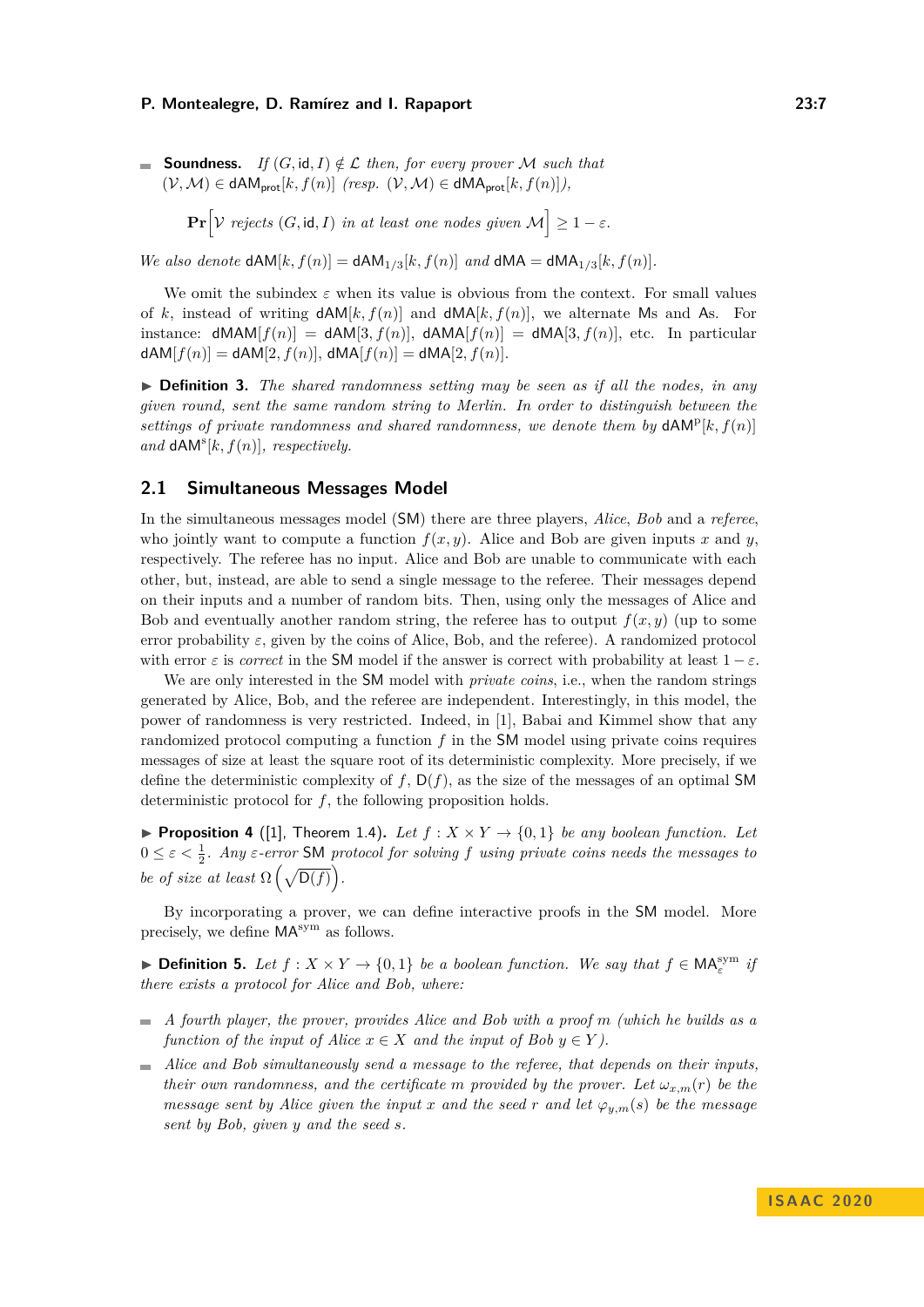- **Soundness.** *If* $(G, \mathsf{id}, I) \notin \mathcal{L}$ *then, for every prover* $\mathcal{M}$ *such that* $(\mathcal{V}, \mathcal{M}) \in \mathsf{dAM}_{\mathsf{prot}}[k, f(n)]$ *(resp.* $(\mathcal{V}, \mathcal{M}) \in \mathsf{dMA}_{\mathsf{prot}}[k, f(n)]$*),*

$$\mathbf{Pr}\Big[\mathcal{V} \text{ rejects } (G, \mathsf{id}, I) \text{ in at least one nodes given } \mathcal{M}\Big] \geq 1 - \varepsilon.$$

*We also denote* $\mathsf{dAM}[k, f(n)] = \mathsf{dAM}_{1/3}[k, f(n)]$ *and* $\mathsf{dMA} = \mathsf{dMA}_{1/3}[k, f(n)]$*.*

We omit the subindex $\varepsilon$ when its value is obvious from the context. For small values of $k$, instead of writing $\mathsf{dAM}[k, f(n)]$ and $\mathsf{dMA}[k, f(n)]$, we alternate Ms and As. For instance: $\mathsf{dMAM}[f(n)] = \mathsf{dAM}[3, f(n)]$, $\mathsf{dAMA}[f(n)] = \mathsf{dMA}[3, f(n)]$, etc. In particular $\mathsf{dAM}[f(n)] = \mathsf{dAM}[2, f(n)]$, $\mathsf{dMA}[f(n)] = \mathsf{dMA}[2, f(n)]$.

▶ **Definition 3.** *The shared randomness setting may be seen as if all the nodes, in any given round, sent the same random string to Merlin. In order to distinguish between the settings of private randomness and shared randomness, we denote them by* $\mathsf{dAM}^{\mathsf{p}}[k, f(n)]$ *and* $\mathsf{dAM}^{\mathsf{s}}[k, f(n)]$*, respectively.*

## 2.1 Simultaneous Messages Model

In the simultaneous messages model (SM) there are three players, *Alice*, *Bob* and a *referee*, who jointly want to compute a function $f(x, y)$. Alice and Bob are given inputs $x$ and $y$, respectively. The referee has no input. Alice and Bob are unable to communicate with each other, but, instead, are able to send a single message to the referee. Their messages depend on their inputs and a number of random bits. Then, using only the messages of Alice and Bob and eventually another random string, the referee has to output $f(x, y)$ (up to some error probability $\varepsilon$, given by the coins of Alice, Bob, and the referee). A randomized protocol with error $\varepsilon$ is *correct* in the SM model if the answer is correct with probability at least $1 - \varepsilon$.

We are only interested in the SM model with *private coins*, i.e., when the random strings generated by Alice, Bob, and the referee are independent. Interestingly, in this model, the power of randomness is very restricted. Indeed, in [1], Babai and Kimmel show that any randomized protocol computing a function $f$ in the SM model using private coins requires messages of size at least the square root of its deterministic complexity. More precisely, if we define the deterministic complexity of $f$, $\mathsf{D}(f)$, as the size of the messages of an optimal SM deterministic protocol for $f$, the following proposition holds.

▶ **Proposition 4** ([1], Theorem 1.4). *Let* $f : X \times Y \to \{0, 1\}$ *be any boolean function. Let* $0 \leq \varepsilon < \frac{1}{2}$*. Any* $\varepsilon$*-error* SM *protocol for solving* $f$ *using private coins needs the messages to be of size at least* $\Omega\left(\sqrt{\mathsf{D}(f)}\right)$*.*

By incorporating a prover, we can define interactive proofs in the SM model. More precisely, we define $\mathsf{MA}^{\text{sym}}$ as follows.

▶ **Definition 5.** *Let* $f : X \times Y \to \{0, 1\}$ *be a boolean function. We say that* $f \in \mathsf{MA}^{\text{sym}}_{\varepsilon}$ *if there exists a protocol for Alice and Bob, where:*

- *A fourth player, the prover, provides Alice and Bob with a proof* $m$ *(which he builds as a function of the input of Alice* $x \in X$ *and the input of Bob* $y \in Y$*).*
- *Alice and Bob simultaneously send a message to the referee, that depends on their inputs, their own randomness, and the certificate* $m$ *provided by the prover. Let* $\omega_{x,m}(r)$ *be the message sent by Alice given the input* $x$ *and the seed* $r$ *and let* $\varphi_{y,m}(s)$ *be the message sent by Bob, given* $y$ *and the seed* $s$*.*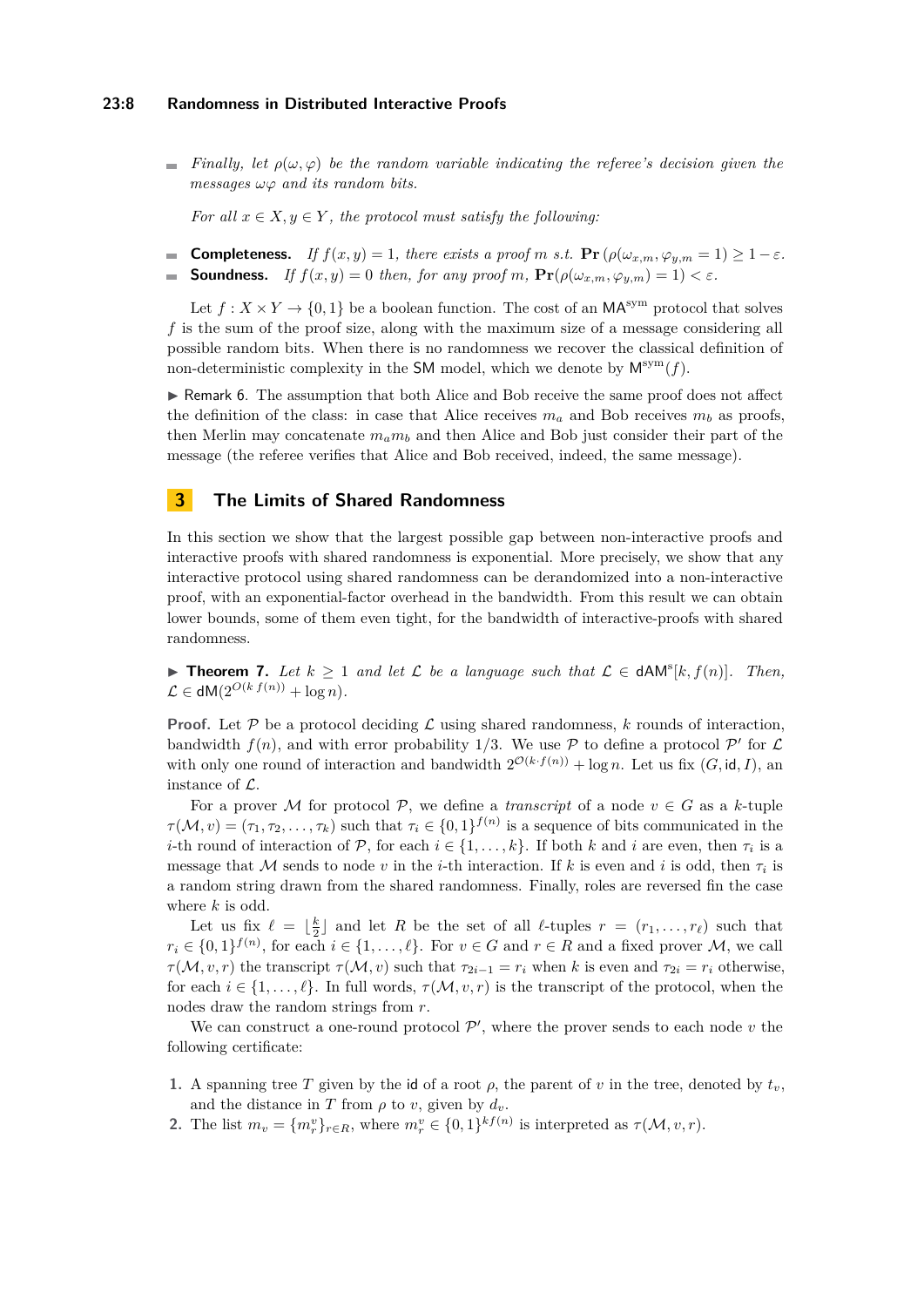- *Finally, let $\rho(\omega, \varphi)$ be the random variable indicating the referee's decision given the messages $\omega\varphi$ and its random bits.*

  *For all $x \in X, y \in Y$, the protocol must satisfy the following:*

- **Completeness.** *If $f(x, y) = 1$, there exists a proof $m$ s.t. $\mathbf{Pr}\left(\rho(\omega_{x,m}, \varphi_{y,m} = 1\right) \geq 1 - \varepsilon$.*
- **Soundness.** *If $f(x, y) = 0$ then, for any proof $m$, $\mathbf{Pr}(\rho(\omega_{x,m}, \varphi_{y,m}) = 1) < \varepsilon$.*

Let $f : X \times Y \to \{0, 1\}$ be a boolean function. The cost of an $\mathsf{MA}^{\text{sym}}$ protocol that solves $f$ is the sum of the proof size, along with the maximum size of a message considering all possible random bits. When there is no randomness we recover the classical definition of non-deterministic complexity in the $\mathsf{SM}$ model, which we denote by $\mathsf{M}^{\text{sym}}(f)$.

▶ Remark 6. The assumption that both Alice and Bob receive the same proof does not affect the definition of the class: in case that Alice receives $m_a$ and Bob receives $m_b$ as proofs, then Merlin may concatenate $m_a m_b$ and then Alice and Bob just consider their part of the message (the referee verifies that Alice and Bob received, indeed, the same message).

## 3 The Limits of Shared Randomness

In this section we show that the largest possible gap between non-interactive proofs and interactive proofs with shared randomness is exponential. More precisely, we show that any interactive protocol using shared randomness can be derandomized into a non-interactive proof, with an exponential-factor overhead in the bandwidth. From this result we can obtain lower bounds, some of them even tight, for the bandwidth of interactive-proofs with shared randomness.

▶ **Theorem 7.** *Let $k \geq 1$ and let $\mathcal{L}$ be a language such that $\mathcal{L} \in \mathsf{dAM}^{\text{s}}[k, f(n)]$. Then, $\mathcal{L} \in \mathsf{dM}(2^{O(k\, f(n))} + \log n)$.*

**Proof.** Let $\mathcal{P}$ be a protocol deciding $\mathcal{L}$ using shared randomness, $k$ rounds of interaction, bandwidth $f(n)$, and with error probability 1/3. We use $\mathcal{P}$ to define a protocol $\mathcal{P}'$ for $\mathcal{L}$ with only one round of interaction and bandwidth $2^{\mathcal{O}(k \cdot f(n))} + \log n$. Let us fix $(G, \mathsf{id}, I)$, an instance of $\mathcal{L}$.

For a prover $\mathcal{M}$ for protocol $\mathcal{P}$, we define a *transcript* of a node $v \in G$ as a $k$-tuple $\tau(\mathcal{M}, v) = (\tau_1, \tau_2, \ldots, \tau_k)$ such that $\tau_i \in \{0, 1\}^{f(n)}$ is a sequence of bits communicated in the $i$-th round of interaction of $\mathcal{P}$, for each $i \in \{1, \ldots, k\}$. If both $k$ and $i$ are even, then $\tau_i$ is a message that $\mathcal{M}$ sends to node $v$ in the $i$-th interaction. If $k$ is even and $i$ is odd, then $\tau_i$ is a random string drawn from the shared randomness. Finally, roles are reversed fin the case where $k$ is odd.

Let us fix $\ell = \lfloor \frac{k}{2} \rfloor$ and let $R$ be the set of all $\ell$-tuples $r = (r_1, \ldots, r_\ell)$ such that $r_i \in \{0, 1\}^{f(n)}$, for each $i \in \{1, \ldots, \ell\}$. For $v \in G$ and $r \in R$ and a fixed prover $\mathcal{M}$, we call $\tau(\mathcal{M}, v, r)$ the transcript $\tau(\mathcal{M}, v)$ such that $\tau_{2i-1} = r_i$ when $k$ is even and $\tau_{2i} = r_i$ otherwise, for each $i \in \{1, \ldots, \ell\}$. In full words, $\tau(\mathcal{M}, v, r)$ is the transcript of the protocol, when the nodes draw the random strings from $r$.

We can construct a one-round protocol $\mathcal{P}'$, where the prover sends to each node $v$ the following certificate:

1. A spanning tree $T$ given by the $\mathsf{id}$ of a root $\rho$, the parent of $v$ in the tree, denoted by $t_v$, and the distance in $T$ from $\rho$ to $v$, given by $d_v$.
2. The list $m_v = \{m_r^v\}_{r \in R}$, where $m_r^v \in \{0, 1\}^{k f(n)}$ is interpreted as $\tau(\mathcal{M}, v, r)$.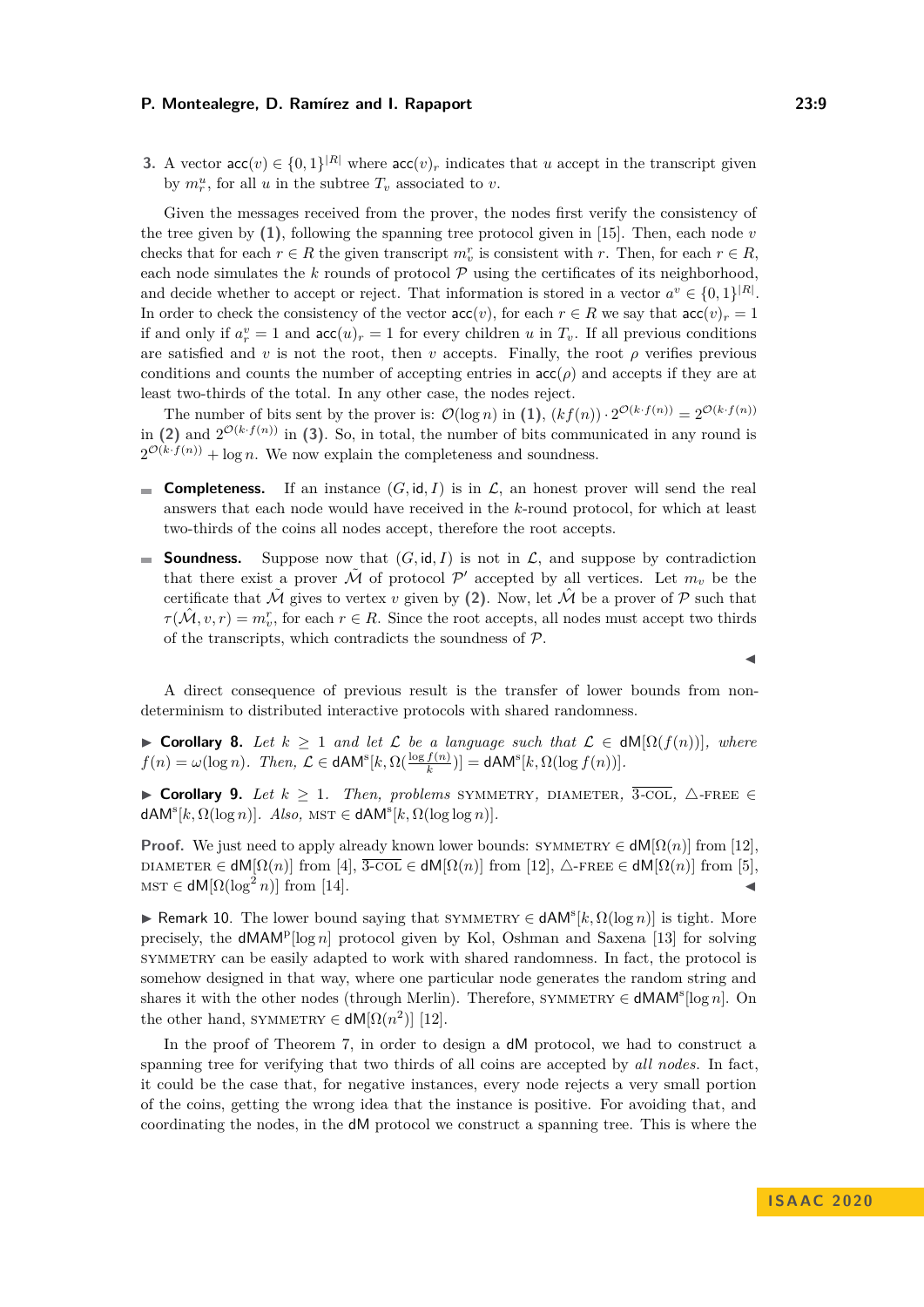3. A vector $\mathsf{acc}(v) \in \{0,1\}^{|R|}$ where $\mathsf{acc}(v)_r$ indicates that $u$ accept in the transcript given by $m^u_r$, for all $u$ in the subtree $T_v$ associated to $v$.

Given the messages received from the prover, the nodes first verify the consistency of the tree given by **(1)**, following the spanning tree protocol given in [15]. Then, each node $v$ checks that for each $r \in R$ the given transcript $m^r_v$ is consistent with $r$. Then, for each $r \in R$, each node simulates the $k$ rounds of protocol $\mathcal{P}$ using the certificates of its neighborhood, and decide whether to accept or reject. That information is stored in a vector $a^v \in \{0,1\}^{|R|}$. In order to check the consistency of the vector $\mathsf{acc}(v)$, for each $r \in R$ we say that $\mathsf{acc}(v)_r = 1$ if and only if $a^v_r = 1$ and $\mathsf{acc}(u)_r = 1$ for every children $u$ in $T_v$. If all previous conditions are satisfied and $v$ is not the root, then $v$ accepts. Finally, the root $\rho$ verifies previous conditions and counts the number of accepting entries in $\mathsf{acc}(\rho)$ and accepts if they are at least two-thirds of the total. In any other case, the nodes reject.

The number of bits sent by the prover is: $\mathcal{O}(\log n)$ in **(1)**, $(kf(n)) \cdot 2^{\mathcal{O}(k \cdot f(n))} = 2^{\mathcal{O}(k \cdot f(n))}$ in **(2)** and $2^{\mathcal{O}(k \cdot f(n))}$ in **(3)**. So, in total, the number of bits communicated in any round is $2^{\mathcal{O}(k \cdot f(n))} + \log n$. We now explain the completeness and soundness.

- **Completeness.** If an instance $(G, \mathsf{id}, I)$ is in $\mathcal{L}$, an honest prover will send the real answers that each node would have received in the $k$-round protocol, for which at least two-thirds of the coins all nodes accept, therefore the root accepts.
- **Soundness.** Suppose now that $(G, \mathsf{id}, I)$ is not in $\mathcal{L}$, and suppose by contradiction that there exist a prover $\tilde{\mathcal{M}}$ of protocol $\mathcal{P}'$ accepted by all vertices. Let $m_v$ be the certificate that $\tilde{\mathcal{M}}$ gives to vertex $v$ given by **(2)**. Now, let $\hat{\mathcal{M}}$ be a prover of $\mathcal{P}$ such that $\tau(\hat{\mathcal{M}}, v, r) = m^r_v$, for each $r \in R$. Since the root accepts, all nodes must accept two thirds of the transcripts, which contradicts the soundness of $\mathcal{P}$.

◀

A direct consequence of previous result is the transfer of lower bounds from non-determinism to distributed interactive protocols with shared randomness.

▶ **Corollary 8.** *Let $k \geq 1$ and let $\mathcal{L}$ be a language such that $\mathcal{L} \in \mathsf{dM}[\Omega(f(n))]$, where $f(n) = \omega(\log n)$. Then, $\mathcal{L} \in \mathsf{dAM}^{\mathrm{s}}[k, \Omega(\frac{\log f(n)}{k})] = \mathsf{dAM}^{\mathrm{s}}[k, \Omega(\log f(n))]$.*

▶ **Corollary 9.** *Let $k \geq 1$. Then, problems* SYMMETRY*,* DIAMETER*,* $\overline{\text{3-COL}}$*,* $\triangle$-FREE $\in \mathsf{dAM}^{\mathrm{s}}[k, \Omega(\log n)]$*. Also,* MST $\in \mathsf{dAM}^{\mathrm{s}}[k, \Omega(\log\log n)]$*.*

**Proof.** We just need to apply already known lower bounds: SYMMETRY $\in \mathsf{dM}[\Omega(n)]$ from [12], DIAMETER $\in \mathsf{dM}[\Omega(n)]$ from [4], $\overline{\text{3-COL}} \in \mathsf{dM}[\Omega(n)]$ from [12], $\triangle$-FREE $\in \mathsf{dM}[\Omega(n)]$ from [5], MST $\in \mathsf{dM}[\Omega(\log^2 n)]$ from [14]. ◀

▶ Remark 10. The lower bound saying that SYMMETRY $\in \mathsf{dAM}^{\mathrm{s}}[k, \Omega(\log n)]$ is tight. More precisely, the $\mathsf{dMAM}^{\mathrm{p}}[\log n]$ protocol given by Kol, Oshman and Saxena [13] for solving SYMMETRY can be easily adapted to work with shared randomness. In fact, the protocol is somehow designed in that way, where one particular node generates the random string and shares it with the other nodes (through Merlin). Therefore, SYMMETRY $\in \mathsf{dMAM}^{\mathrm{s}}[\log n]$. On the other hand, SYMMETRY $\in \mathsf{dM}[\Omega(n^2)]$ [12].

In the proof of Theorem 7, in order to design a $\mathsf{dM}$ protocol, we had to construct a spanning tree for verifying that two thirds of all coins are accepted by *all nodes*. In fact, it could be the case that, for negative instances, every node rejects a very small portion of the coins, getting the wrong idea that the instance is positive. For avoiding that, and coordinating the nodes, in the $\mathsf{dM}$ protocol we construct a spanning tree. This is where the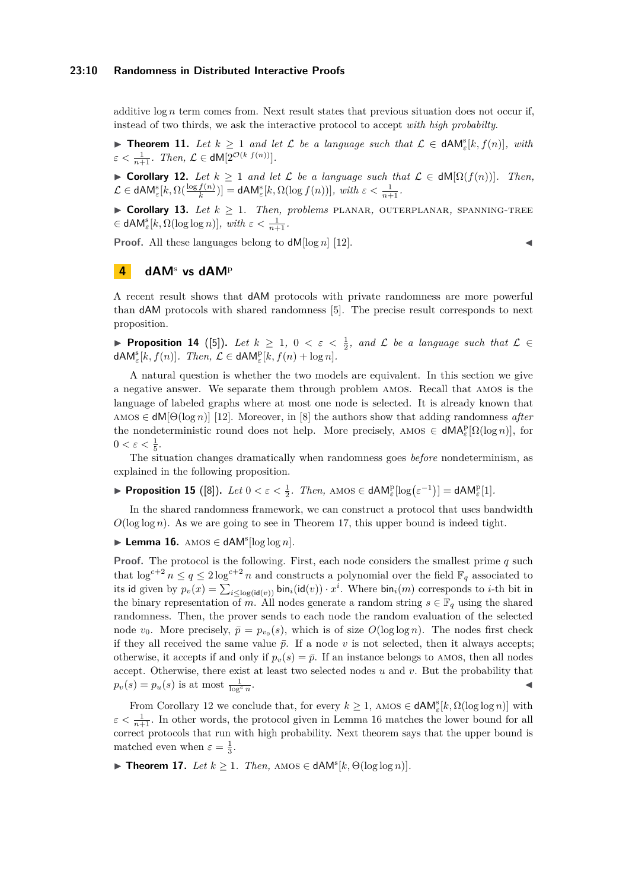additive $\log n$ term comes from. Next result states that previous situation does not occur if, instead of two thirds, we ask the interactive protocol to accept *with high probabilty*.

▶ **Theorem 11.** *Let $k \geq 1$ and let $\mathcal{L}$ be a language such that $\mathcal{L} \in \mathsf{dAM}^{\mathrm{s}}_{\varepsilon}[k, f(n)]$, with $\varepsilon < \frac{1}{n+1}$. Then, $\mathcal{L} \in \mathsf{dM}[2^{\mathcal{O}(k\ f(n))}]$.*

▶ **Corollary 12.** *Let $k \geq 1$ and let $\mathcal{L}$ be a language such that $\mathcal{L} \in \mathsf{dM}[\Omega(f(n))]$. Then, $\mathcal{L} \in \mathsf{dAM}^{\mathrm{s}}_{\varepsilon}[k, \Omega(\frac{\log f(n)}{k})] = \mathsf{dAM}^{\mathrm{s}}_{\varepsilon}[k, \Omega(\log f(n))]$, with $\varepsilon < \frac{1}{n+1}$.*

▶ **Corollary 13.** *Let $k \geq 1$. Then, problems* PLANAR*,* OUTERPLANAR*,* SPANNING-TREE *$\in \mathsf{dAM}^{\mathrm{s}}_{\varepsilon}[k, \Omega(\log\log n)]$, with $\varepsilon < \frac{1}{n+1}$.*

**Proof.** All these languages belong to $\mathsf{dM}[\log n]$ [12]. ◀

## 4 $\mathsf{dAM}^{\mathrm{s}}$ vs $\mathsf{dAM}^{\mathrm{p}}$

A recent result shows that $\mathsf{dAM}$ protocols with private randomness are more powerful than $\mathsf{dAM}$ protocols with shared randomness [5]. The precise result corresponds to next proposition.

▶ **Proposition 14** ([5])**.** *Let $k \geq 1$, $0 < \varepsilon < \frac{1}{2}$, and $\mathcal{L}$ be a language such that $\mathcal{L} \in \mathsf{dAM}^{\mathrm{s}}_{\varepsilon}[k, f(n)]$. Then, $\mathcal{L} \in \mathsf{dAM}^{\mathrm{p}}_{\varepsilon}[k, f(n) + \log n]$.*

A natural question is whether the two models are equivalent. In this section we give a negative answer. We separate them through problem AMOS. Recall that AMOS is the language of labeled graphs where at most one node is selected. It is already known that AMOS $\in \mathsf{dM}[\Theta(\log n)]$ [12]. Moreover, in [8] the authors show that adding randomness *after* the nondeterministic round does not help. More precisely, AMOS $\in \mathsf{dMA}^{\mathrm{p}}_{\varepsilon}[\Omega(\log n)]$, for $0 < \varepsilon < \frac{1}{5}$.

The situation changes dramatically when randomness goes *before* nondeterminism, as explained in the following proposition.

▶ **Proposition 15** ([8])**.** *Let $0 < \varepsilon < \frac{1}{2}$. Then,* AMOS *$\in \mathsf{dAM}^{\mathrm{p}}_{\varepsilon}[\log(\varepsilon^{-1})] = \mathsf{dAM}^{\mathrm{p}}_{\varepsilon}[1]$.*

In the shared randomness framework, we can construct a protocol that uses bandwidth $O(\log\log n)$. As we are going to see in Theorem 17, this upper bound is indeed tight.

▶ **Lemma 16.** AMOS $\in \mathsf{dAM}^{\mathrm{s}}[\log\log n]$.

**Proof.** The protocol is the following. First, each node considers the smallest prime $q$ such that $\log^{c+2} n \leq q \leq 2\log^{c+2} n$ and constructs a polynomial over the field $\mathbb{F}_q$ associated to its id given by $p_v(x) = \sum_{i \leq \log(\mathsf{id}(v))} \mathsf{bin}_i(\mathsf{id}(v)) \cdot x^i$. Where $\mathsf{bin}_i(m)$ corresponds to $i$-th bit in the binary representation of $m$. All nodes generate a random string $s \in \mathbb{F}_q$ using the shared randomness. Then, the prover sends to each node the random evaluation of the selected node $v_0$. More precisely, $\bar{p} = p_{v_0}(s)$, which is of size $O(\log\log n)$. The nodes first check if they all received the same value $\bar{p}$. If a node $v$ is not selected, then it always accepts; otherwise, it accepts if and only if $p_v(s) = \bar{p}$. If an instance belongs to AMOS, then all nodes accept. Otherwise, there exist at least two selected nodes $u$ and $v$. But the probability that $p_v(s) = p_u(s)$ is at most $\frac{1}{\log^c n}$. ◀

From Corollary 12 we conclude that, for every $k \geq 1$, AMOS $\in \mathsf{dAM}^{\mathrm{s}}_{\varepsilon}[k, \Omega(\log\log n)]$ with $\varepsilon < \frac{1}{n+1}$. In other words, the protocol given in Lemma 16 matches the lower bound for all correct protocols that run with high probability. Next theorem says that the upper bound is matched even when $\varepsilon = \frac{1}{3}$.

▶ **Theorem 17.** *Let $k \geq 1$. Then,* AMOS *$\in \mathsf{dAM}^{\mathrm{s}}[k, \Theta(\log\log n)]$.*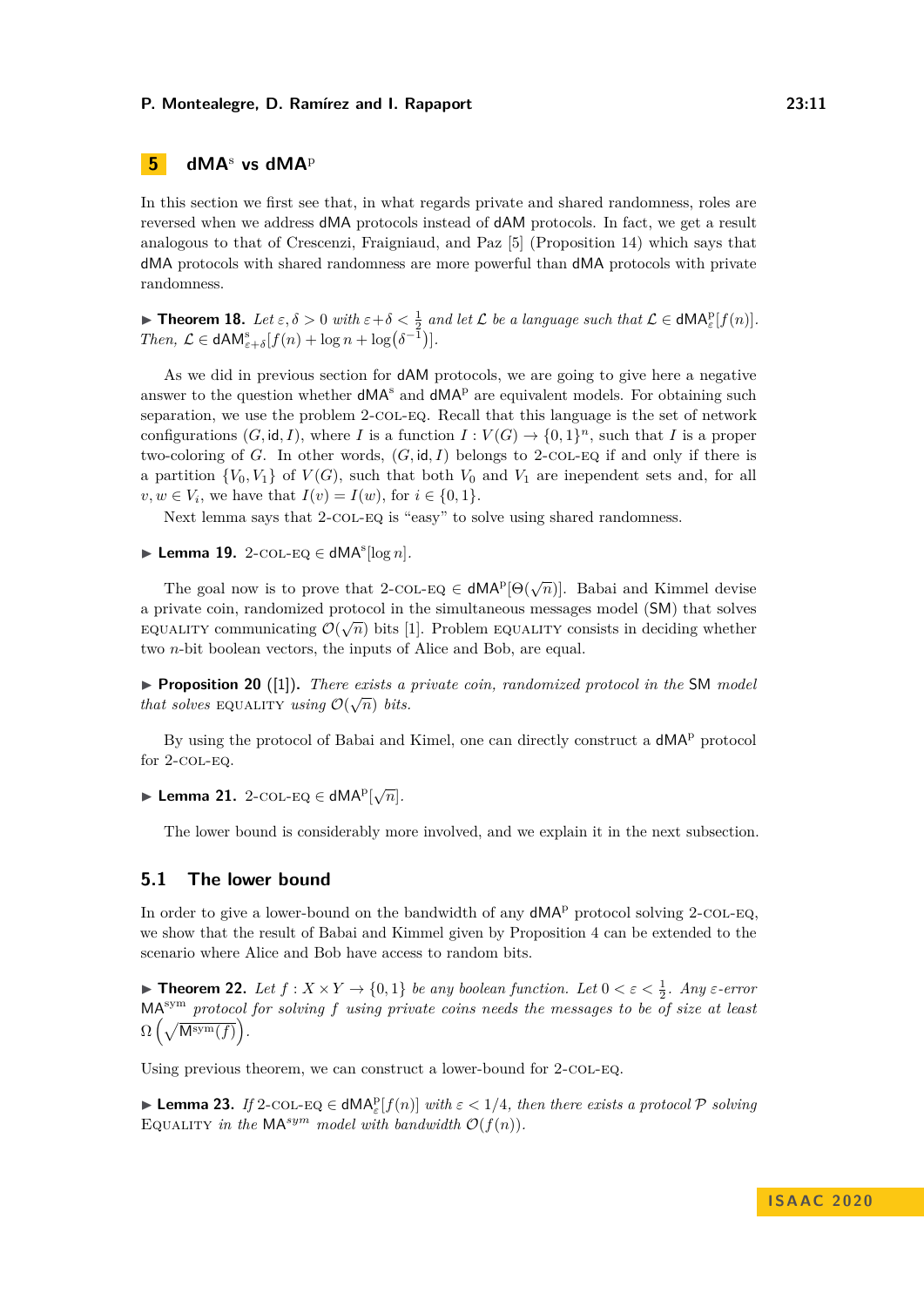## 5 dMA$^{\text{s}}$ vs dMA$^{\text{p}}$

In this section we first see that, in what regards private and shared randomness, roles are reversed when we address dMA protocols instead of dAM protocols. In fact, we get a result analogous to that of Crescenzi, Fraigniaud, and Paz [5] (Proposition 14) which says that dMA protocols with shared randomness are more powerful than dMA protocols with private randomness.

▶ **Theorem 18.** *Let $\varepsilon, \delta > 0$ with $\varepsilon + \delta < \frac{1}{2}$ and let $\mathcal{L}$ be a language such that $\mathcal{L} \in \mathsf{dMA}^{\text{p}}_{\varepsilon}[f(n)]$. Then, $\mathcal{L} \in \mathsf{dAM}^{\text{s}}_{\varepsilon+\delta}[f(n) + \log n + \log(\delta^{-1})]$.*

As we did in previous section for dAM protocols, we are going to give here a negative answer to the question whether dMA$^{\text{s}}$ and dMA$^{\text{p}}$ are equivalent models. For obtaining such separation, we use the problem 2-COL-EQ. Recall that this language is the set of network configurations $(G, \mathsf{id}, I)$, where $I$ is a function $I : V(G) \to \{0,1\}^n$, such that $I$ is a proper two-coloring of $G$. In other words, $(G, \mathsf{id}, I)$ belongs to 2-COL-EQ if and only if there is a partition $\{V_0, V_1\}$ of $V(G)$, such that both $V_0$ and $V_1$ are inependent sets and, for all $v, w \in V_i$, we have that $I(v) = I(w)$, for $i \in \{0,1\}$.

Next lemma says that 2-COL-EQ is "easy" to solve using shared randomness.

▶ **Lemma 19.** 2-COL-EQ $\in \mathsf{dMA}^{\text{s}}[\log n]$.

The goal now is to prove that 2-COL-EQ $\in \mathsf{dMA}^{\text{p}}[\Theta(\sqrt{n})]$. Babai and Kimmel devise a private coin, randomized protocol in the simultaneous messages model (SM) that solves EQUALITY communicating $\mathcal{O}(\sqrt{n})$ bits [1]. Problem EQUALITY consists in deciding whether two $n$-bit boolean vectors, the inputs of Alice and Bob, are equal.

▶ **Proposition 20** ([1]). *There exists a private coin, randomized protocol in the SM model that solves EQUALITY using $\mathcal{O}(\sqrt{n})$ bits.*

By using the protocol of Babai and Kimel, one can directly construct a dMA$^{\text{p}}$ protocol for 2-COL-EQ.

▶ **Lemma 21.** 2-COL-EQ $\in \mathsf{dMA}^{\text{p}}[\sqrt{n}]$.

The lower bound is considerably more involved, and we explain it in the next subsection.

### 5.1 The lower bound

In order to give a lower-bound on the bandwidth of any dMA$^{\text{p}}$ protocol solving 2-COL-EQ, we show that the result of Babai and Kimmel given by Proposition 4 can be extended to the scenario where Alice and Bob have access to random bits.

▶ **Theorem 22.** *Let $f : X \times Y \to \{0,1\}$ be any boolean function. Let $0 < \varepsilon < \frac{1}{2}$. Any $\varepsilon$-error $\mathsf{MA}^{\text{sym}}$ protocol for solving $f$ using private coins needs the messages to be of size at least $\Omega\left(\sqrt{\mathsf{M}^{\text{sym}}(f)}\right)$.*

Using previous theorem, we can construct a lower-bound for 2-COL-EQ.

▶ **Lemma 23.** *If 2-COL-EQ $\in \mathsf{dMA}^{\text{p}}_{\varepsilon}[f(n)]$ with $\varepsilon < 1/4$, then there exists a protocol $\mathcal{P}$ solving* EQUALITY *in the $\mathsf{MA}^{sym}$ model with bandwidth $\mathcal{O}(f(n))$.*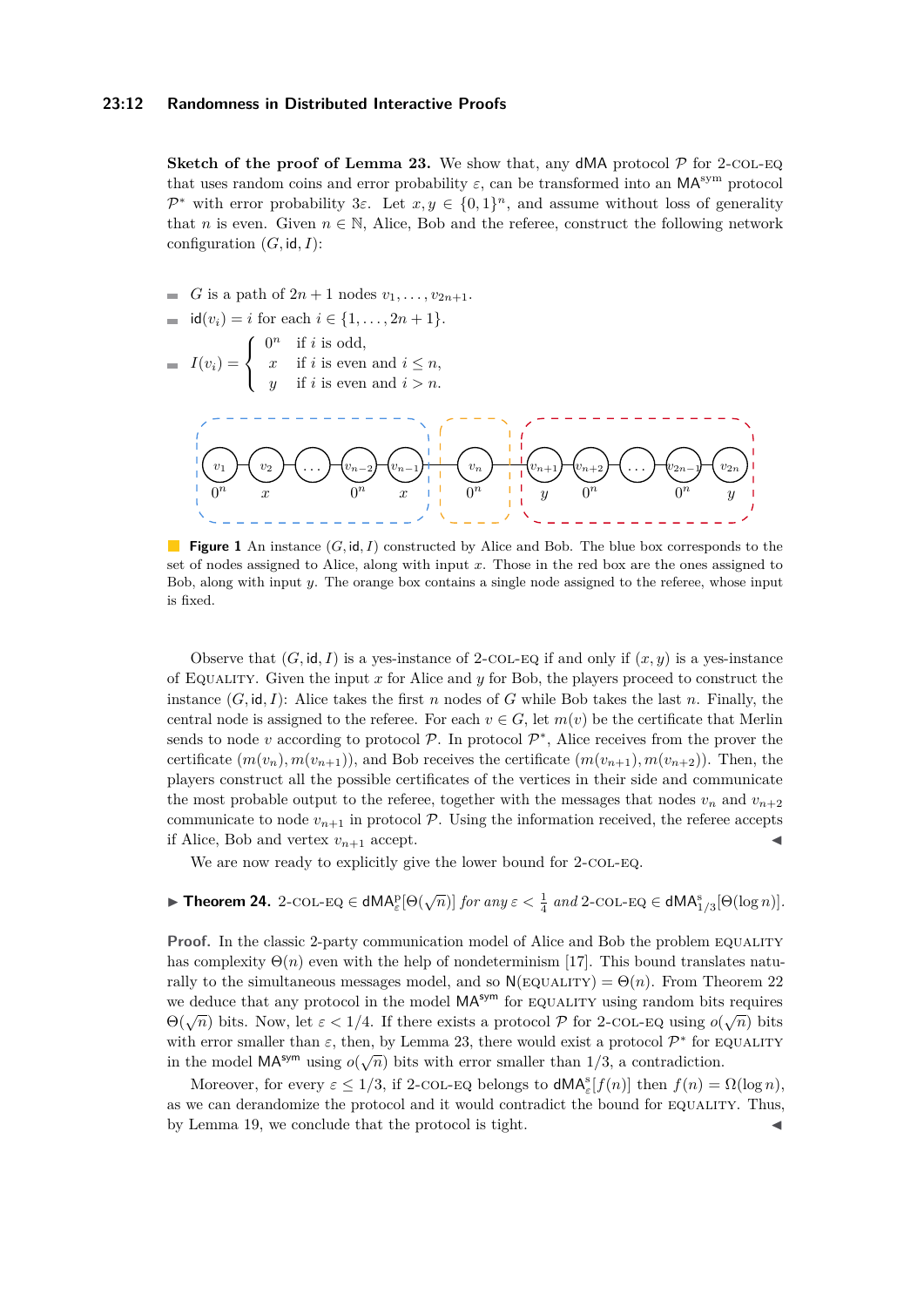**Sketch of the proof of Lemma 23.** We show that, any dMA protocol $\mathcal{P}$ for 2-COL-EQ that uses random coins and error probability $\varepsilon$, can be transformed into an $\mathsf{MA}^{\mathsf{sym}}$ protocol $\mathcal{P}^*$ with error probability $3\varepsilon$. Let $x, y \in \{0,1\}^n$, and assume without loss of generality that $n$ is even. Given $n \in \mathbb{N}$, Alice, Bob and the referee, construct the following network configuration $(G, \mathsf{id}, I)$:

- $G$ is a path of $2n+1$ nodes $v_1, \ldots, v_{2n+1}$.
- $\mathsf{id}(v_i) = i$ for each $i \in \{1, \ldots, 2n+1\}$.
- $I(v_i) = \begin{cases} 0^n & \text{if } i \text{ is odd,} \\ x & \text{if } i \text{ is even and } i \leq n, \\ y & \text{if } i \text{ is even and } i > n. \end{cases}$

**Figure 1** An instance $(G, \mathsf{id}, I)$ constructed by Alice and Bob. The blue box corresponds to the set of nodes assigned to Alice, along with input $x$. Those in the red box are the ones assigned to Bob, along with input $y$. The orange box contains a single node assigned to the referee, whose input is fixed.

Observe that $(G, \mathsf{id}, I)$ is a yes-instance of 2-COL-EQ if and only if $(x, y)$ is a yes-instance of EQUALITY. Given the input $x$ for Alice and $y$ for Bob, the players proceed to construct the instance $(G, \mathsf{id}, I)$: Alice takes the first $n$ nodes of $G$ while Bob takes the last $n$. Finally, the central node is assigned to the referee. For each $v \in G$, let $m(v)$ be the certificate that Merlin sends to node $v$ according to protocol $\mathcal{P}$. In protocol $\mathcal{P}^*$, Alice receives from the prover the certificate $(m(v_n), m(v_{n+1}))$, and Bob receives the certificate $(m(v_{n+1}), m(v_{n+2}))$. Then, the players construct all the possible certificates of the vertices in their side and communicate the most probable output to the referee, together with the messages that nodes $v_n$ and $v_{n+2}$ communicate to node $v_{n+1}$ in protocol $\mathcal{P}$. Using the information received, the referee accepts if Alice, Bob and vertex $v_{n+1}$ accept. ◀

We are now ready to explicitly give the lower bound for 2-COL-EQ.

▶ **Theorem 24.** *2-COL-EQ $\in \mathsf{dMA}^{\mathrm{p}}_{\varepsilon}[\Theta(\sqrt{n})]$ for any $\varepsilon < \frac{1}{4}$ and 2-COL-EQ $\in \mathsf{dMA}^{\mathrm{s}}_{1/3}[\Theta(\log n)]$.*

**Proof.** In the classic 2-party communication model of Alice and Bob the problem EQUALITY has complexity $\Theta(n)$ even with the help of nondeterminism [17]. This bound translates naturally to the simultaneous messages model, and so $\mathsf{N}(\text{EQUALITY}) = \Theta(n)$. From Theorem 22 we deduce that any protocol in the model $\mathsf{MA}^{\mathsf{sym}}$ for EQUALITY using random bits requires $\Theta(\sqrt{n})$ bits. Now, let $\varepsilon < 1/4$. If there exists a protocol $\mathcal{P}$ for 2-COL-EQ using $o(\sqrt{n})$ bits with error smaller than $\varepsilon$, then, by Lemma 23, there would exist a protocol $\mathcal{P}^*$ for EQUALITY in the model $\mathsf{MA}^{\mathsf{sym}}$ using $o(\sqrt{n})$ bits with error smaller than $1/3$, a contradiction.

Moreover, for every $\varepsilon \leq 1/3$, if 2-COL-EQ belongs to $\mathsf{dMA}^{\mathrm{s}}_{\varepsilon}[f(n)]$ then $f(n) = \Omega(\log n)$, as we can derandomize the protocol and it would contradict the bound for EQUALITY. Thus, by Lemma 19, we conclude that the protocol is tight. ◀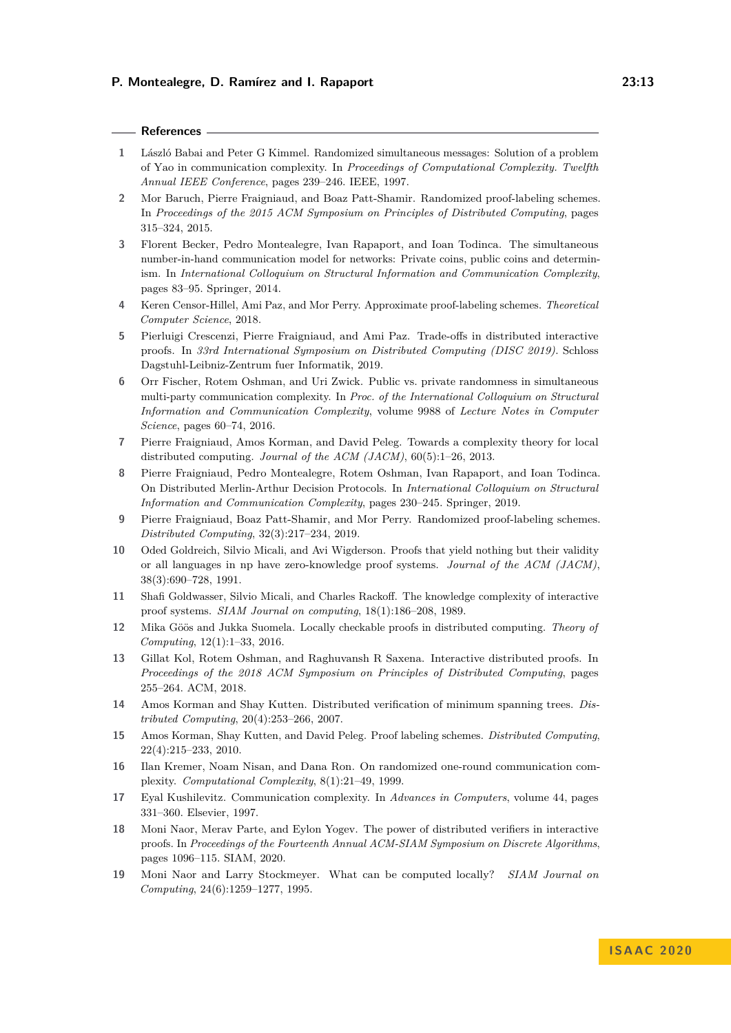## References

1. László Babai and Peter G Kimmel. Randomized simultaneous messages: Solution of a problem of Yao in communication complexity. In *Proceedings of Computational Complexity. Twelfth Annual IEEE Conference*, pages 239–246. IEEE, 1997.
2. Mor Baruch, Pierre Fraigniaud, and Boaz Patt-Shamir. Randomized proof-labeling schemes. In *Proceedings of the 2015 ACM Symposium on Principles of Distributed Computing*, pages 315–324, 2015.
3. Florent Becker, Pedro Montealegre, Ivan Rapaport, and Ioan Todinca. The simultaneous number-in-hand communication model for networks: Private coins, public coins and determinism. In *International Colloquium on Structural Information and Communication Complexity*, pages 83–95. Springer, 2014.
4. Keren Censor-Hillel, Ami Paz, and Mor Perry. Approximate proof-labeling schemes. *Theoretical Computer Science*, 2018.
5. Pierluigi Crescenzi, Pierre Fraigniaud, and Ami Paz. Trade-offs in distributed interactive proofs. In *33rd International Symposium on Distributed Computing (DISC 2019)*. Schloss Dagstuhl-Leibniz-Zentrum fuer Informatik, 2019.
6. Orr Fischer, Rotem Oshman, and Uri Zwick. Public vs. private randomness in simultaneous multi-party communication complexity. In *Proc. of the International Colloquium on Structural Information and Communication Complexity*, volume 9988 of *Lecture Notes in Computer Science*, pages 60–74, 2016.
7. Pierre Fraigniaud, Amos Korman, and David Peleg. Towards a complexity theory for local distributed computing. *Journal of the ACM (JACM)*, 60(5):1–26, 2013.
8. Pierre Fraigniaud, Pedro Montealegre, Rotem Oshman, Ivan Rapaport, and Ioan Todinca. On Distributed Merlin-Arthur Decision Protocols. In *International Colloquium on Structural Information and Communication Complexity*, pages 230–245. Springer, 2019.
9. Pierre Fraigniaud, Boaz Patt-Shamir, and Mor Perry. Randomized proof-labeling schemes. *Distributed Computing*, 32(3):217–234, 2019.
10. Oded Goldreich, Silvio Micali, and Avi Wigderson. Proofs that yield nothing but their validity or all languages in np have zero-knowledge proof systems. *Journal of the ACM (JACM)*, 38(3):690–728, 1991.
11. Shafi Goldwasser, Silvio Micali, and Charles Rackoff. The knowledge complexity of interactive proof systems. *SIAM Journal on computing*, 18(1):186–208, 1989.
12. Mika Göös and Jukka Suomela. Locally checkable proofs in distributed computing. *Theory of Computing*, 12(1):1–33, 2016.
13. Gillat Kol, Rotem Oshman, and Raghuvansh R Saxena. Interactive distributed proofs. In *Proceedings of the 2018 ACM Symposium on Principles of Distributed Computing*, pages 255–264. ACM, 2018.
14. Amos Korman and Shay Kutten. Distributed verification of minimum spanning trees. *Distributed Computing*, 20(4):253–266, 2007.
15. Amos Korman, Shay Kutten, and David Peleg. Proof labeling schemes. *Distributed Computing*, 22(4):215–233, 2010.
16. Ilan Kremer, Noam Nisan, and Dana Ron. On randomized one-round communication complexity. *Computational Complexity*, 8(1):21–49, 1999.
17. Eyal Kushilevitz. Communication complexity. In *Advances in Computers*, volume 44, pages 331–360. Elsevier, 1997.
18. Moni Naor, Merav Parte, and Eylon Yogev. The power of distributed verifiers in interactive proofs. In *Proceedings of the Fourteenth Annual ACM-SIAM Symposium on Discrete Algorithms*, pages 1096–115. SIAM, 2020.
19. Moni Naor and Larry Stockmeyer. What can be computed locally? *SIAM Journal on Computing*, 24(6):1259–1277, 1995.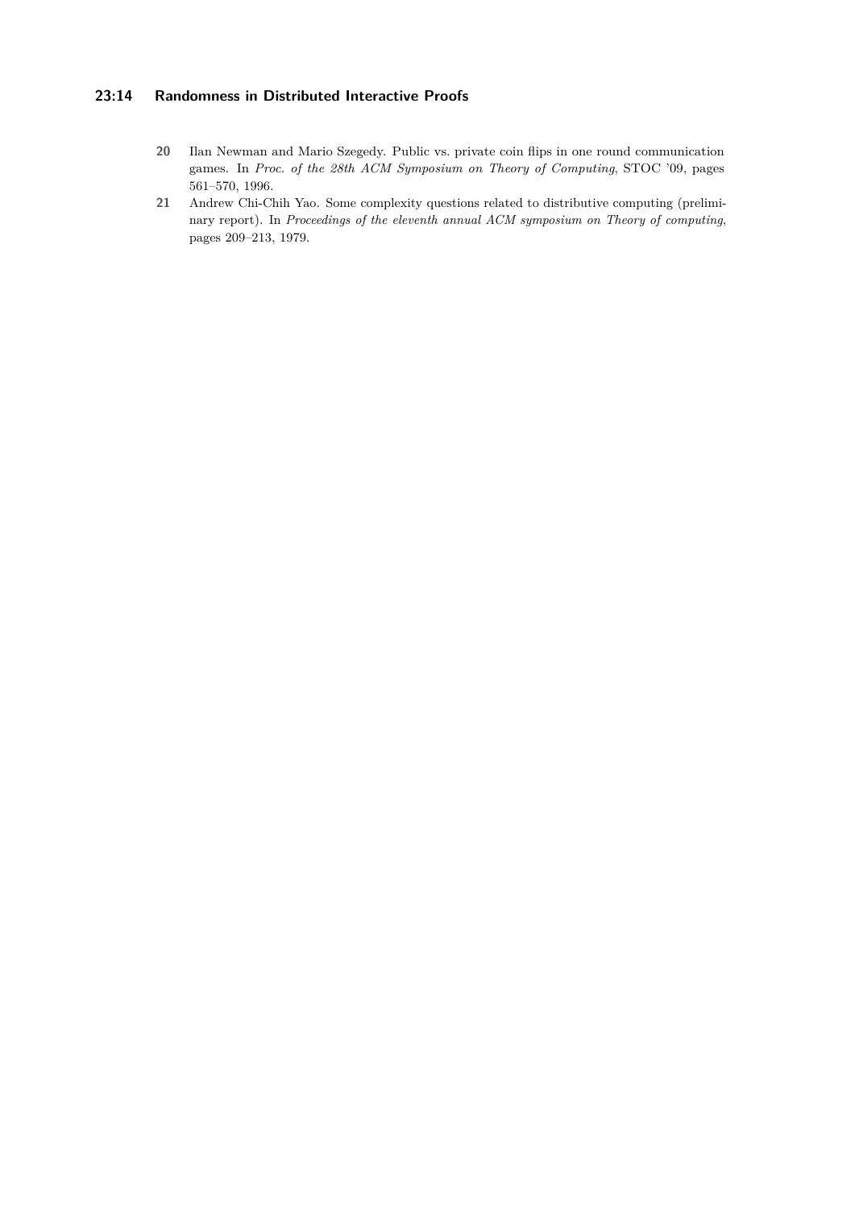20. Ilan Newman and Mario Szegedy. Public vs. private coin flips in one round communication games. In *Proc. of the 28th ACM Symposium on Theory of Computing*, STOC '09, pages 561–570, 1996.
21. Andrew Chi-Chih Yao. Some complexity questions related to distributive computing (preliminary report). In *Proceedings of the eleventh annual ACM symposium on Theory of computing*, pages 209–213, 1979.